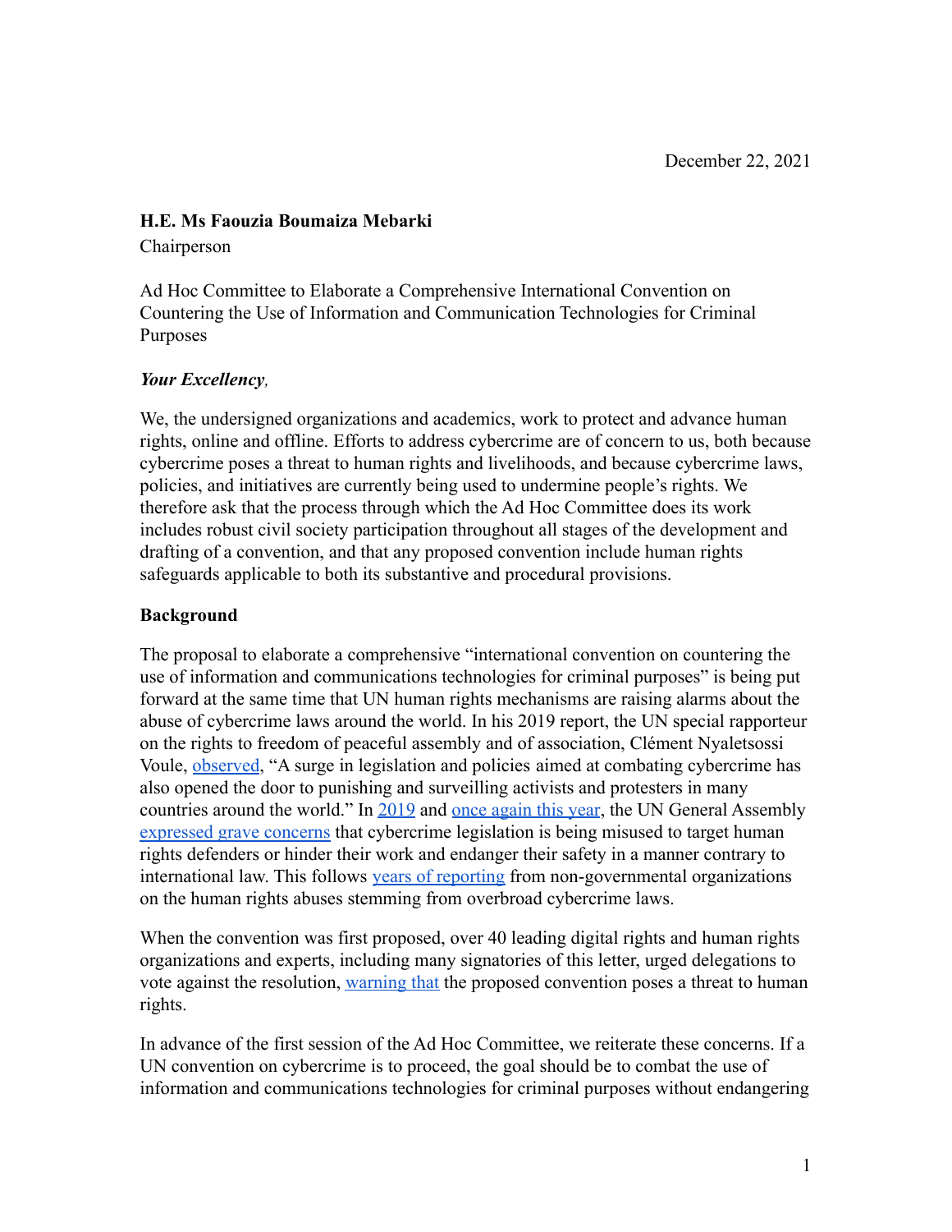December 22, 2021

**H.E. Ms Faouzia Boumaiza Mebarki**
Chairperson

Ad Hoc Committee to Elaborate a Comprehensive International Convention on Countering the Use of Information and Communication Technologies for Criminal Purposes

***Your Excellency,***

We, the undersigned organizations and academics, work to protect and advance human rights, online and offline. Efforts to address cybercrime are of concern to us, both because cybercrime poses a threat to human rights and livelihoods, and because cybercrime laws, policies, and initiatives are currently being used to undermine people's rights. We therefore ask that the process through which the Ad Hoc Committee does its work includes robust civil society participation throughout all stages of the development and drafting of a convention, and that any proposed convention include human rights safeguards applicable to both its substantive and procedural provisions.

## Background

The proposal to elaborate a comprehensive "international convention on countering the use of information and communications technologies for criminal purposes" is being put forward at the same time that UN human rights mechanisms are raising alarms about the abuse of cybercrime laws around the world. In his 2019 report, the UN special rapporteur on the rights to freedom of peaceful assembly and of association, Clément Nyaletsossi Voule, observed, "A surge in legislation and policies aimed at combating cybercrime has also opened the door to punishing and surveilling activists and protesters in many countries around the world." In 2019 and once again this year, the UN General Assembly expressed grave concerns that cybercrime legislation is being misused to target human rights defenders or hinder their work and endanger their safety in a manner contrary to international law. This follows years of reporting from non-governmental organizations on the human rights abuses stemming from overbroad cybercrime laws.

When the convention was first proposed, over 40 leading digital rights and human rights organizations and experts, including many signatories of this letter, urged delegations to vote against the resolution, warning that the proposed convention poses a threat to human rights.

In advance of the first session of the Ad Hoc Committee, we reiterate these concerns. If a UN convention on cybercrime is to proceed, the goal should be to combat the use of information and communications technologies for criminal purposes without endangering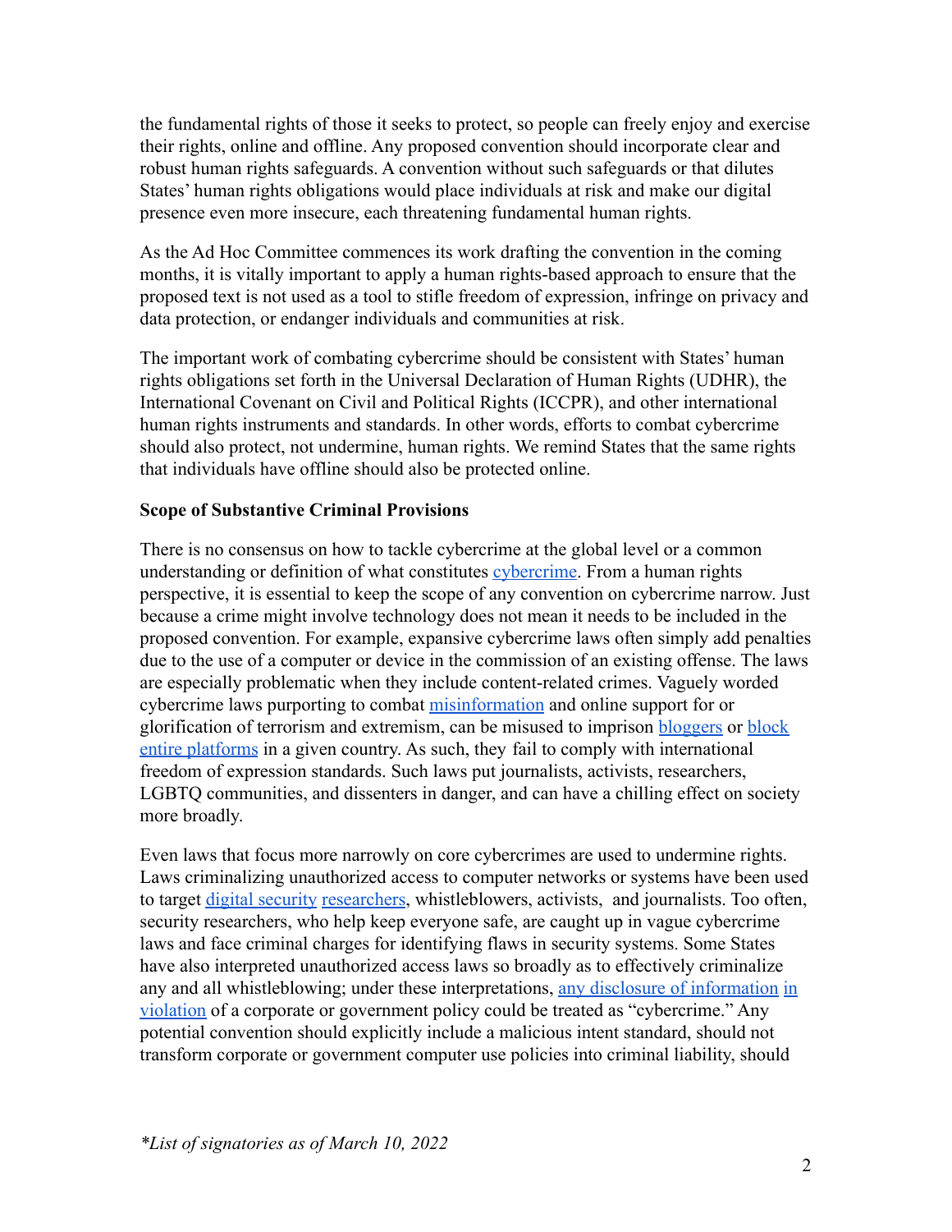the fundamental rights of those it seeks to protect, so people can freely enjoy and exercise their rights, online and offline. Any proposed convention should incorporate clear and robust human rights safeguards. A convention without such safeguards or that dilutes States' human rights obligations would place individuals at risk and make our digital presence even more insecure, each threatening fundamental human rights.

As the Ad Hoc Committee commences its work drafting the convention in the coming months, it is vitally important to apply a human rights-based approach to ensure that the proposed text is not used as a tool to stifle freedom of expression, infringe on privacy and data protection, or endanger individuals and communities at risk.

The important work of combating cybercrime should be consistent with States' human rights obligations set forth in the Universal Declaration of Human Rights (UDHR), the International Covenant on Civil and Political Rights (ICCPR), and other international human rights instruments and standards. In other words, efforts to combat cybercrime should also protect, not undermine, human rights. We remind States that the same rights that individuals have offline should also be protected online.

**Scope of Substantive Criminal Provisions**

There is no consensus on how to tackle cybercrime at the global level or a common understanding or definition of what constitutes cybercrime. From a human rights perspective, it is essential to keep the scope of any convention on cybercrime narrow. Just because a crime might involve technology does not mean it needs to be included in the proposed convention. For example, expansive cybercrime laws often simply add penalties due to the use of a computer or device in the commission of an existing offense. The laws are especially problematic when they include content-related crimes. Vaguely worded cybercrime laws purporting to combat misinformation and online support for or glorification of terrorism and extremism, can be misused to imprison bloggers or block entire platforms in a given country. As such, they fail to comply with international freedom of expression standards. Such laws put journalists, activists, researchers, LGBTQ communities, and dissenters in danger, and can have a chilling effect on society more broadly.

Even laws that focus more narrowly on core cybercrimes are used to undermine rights. Laws criminalizing unauthorized access to computer networks or systems have been used to target digital security researchers, whistleblowers, activists, and journalists. Too often, security researchers, who help keep everyone safe, are caught up in vague cybercrime laws and face criminal charges for identifying flaws in security systems. Some States have also interpreted unauthorized access laws so broadly as to effectively criminalize any and all whistleblowing; under these interpretations, any disclosure of information in violation of a corporate or government policy could be treated as "cybercrime." Any potential convention should explicitly include a malicious intent standard, should not transform corporate or government computer use policies into criminal liability, should

*\*List of signatories as of March 10, 2022*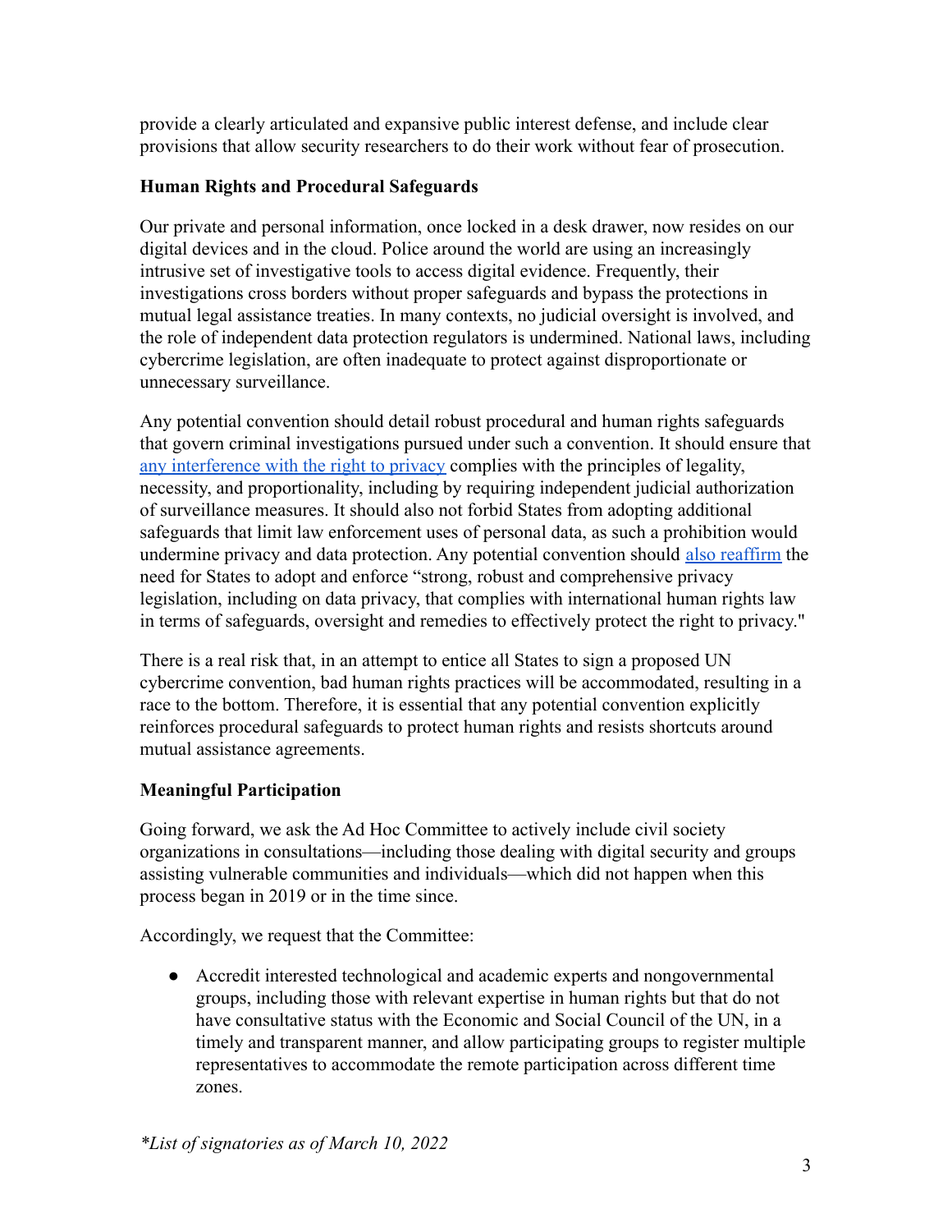provide a clearly articulated and expansive public interest defense, and include clear provisions that allow security researchers to do their work without fear of prosecution.

**Human Rights and Procedural Safeguards**

Our private and personal information, once locked in a desk drawer, now resides on our digital devices and in the cloud. Police around the world are using an increasingly intrusive set of investigative tools to access digital evidence. Frequently, their investigations cross borders without proper safeguards and bypass the protections in mutual legal assistance treaties. In many contexts, no judicial oversight is involved, and the role of independent data protection regulators is undermined. National laws, including cybercrime legislation, are often inadequate to protect against disproportionate or unnecessary surveillance.

Any potential convention should detail robust procedural and human rights safeguards that govern criminal investigations pursued under such a convention. It should ensure that any interference with the right to privacy complies with the principles of legality, necessity, and proportionality, including by requiring independent judicial authorization of surveillance measures. It should also not forbid States from adopting additional safeguards that limit law enforcement uses of personal data, as such a prohibition would undermine privacy and data protection. Any potential convention should also reaffirm the need for States to adopt and enforce "strong, robust and comprehensive privacy legislation, including on data privacy, that complies with international human rights law in terms of safeguards, oversight and remedies to effectively protect the right to privacy."

There is a real risk that, in an attempt to entice all States to sign a proposed UN cybercrime convention, bad human rights practices will be accommodated, resulting in a race to the bottom. Therefore, it is essential that any potential convention explicitly reinforces procedural safeguards to protect human rights and resists shortcuts around mutual assistance agreements.

**Meaningful Participation**

Going forward, we ask the Ad Hoc Committee to actively include civil society organizations in consultations—including those dealing with digital security and groups assisting vulnerable communities and individuals—which did not happen when this process began in 2019 or in the time since.

Accordingly, we request that the Committee:

- Accredit interested technological and academic experts and nongovernmental groups, including those with relevant expertise in human rights but that do not have consultative status with the Economic and Social Council of the UN, in a timely and transparent manner, and allow participating groups to register multiple representatives to accommodate the remote participation across different time zones.

*\*List of signatories as of March 10, 2022*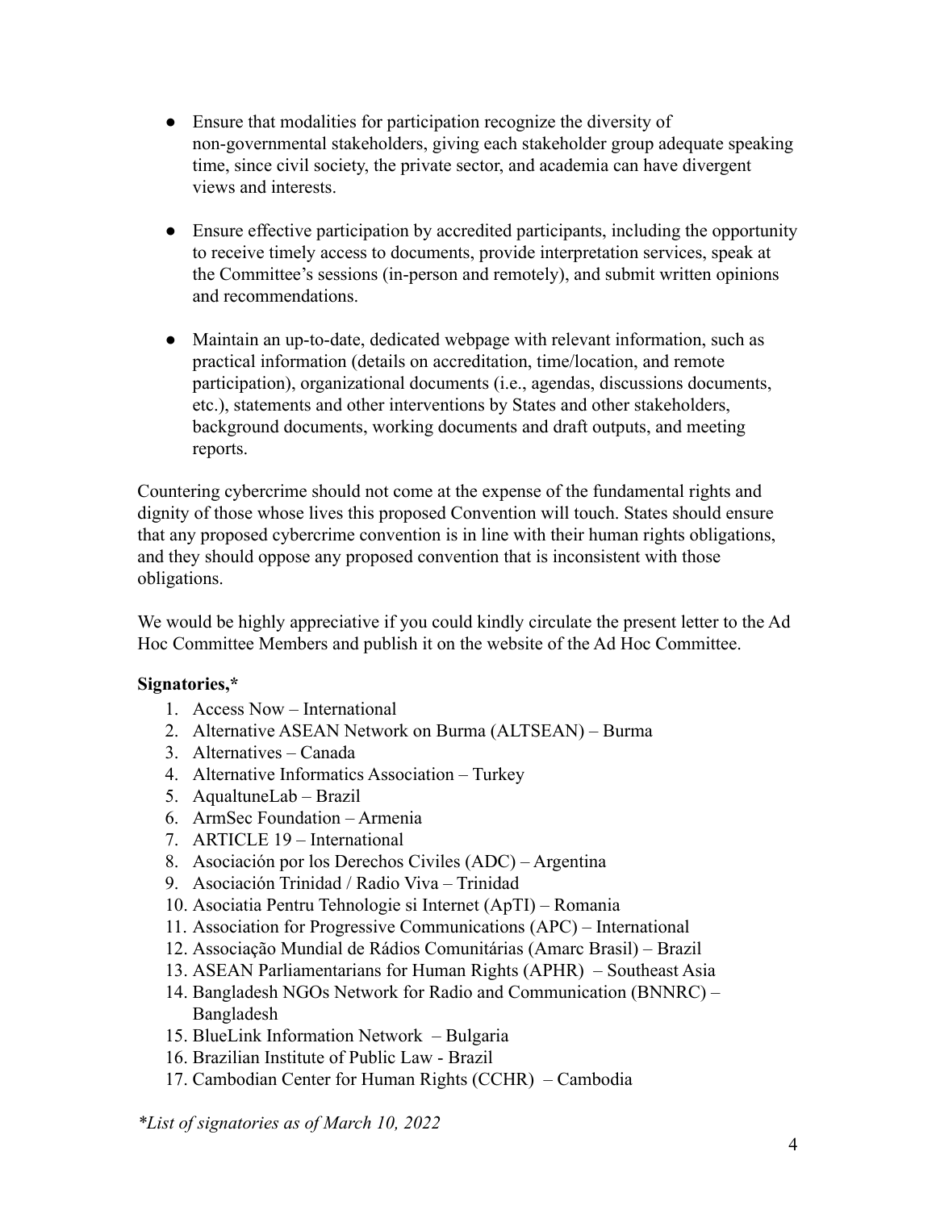- Ensure that modalities for participation recognize the diversity of non-governmental stakeholders, giving each stakeholder group adequate speaking time, since civil society, the private sector, and academia can have divergent views and interests.

- Ensure effective participation by accredited participants, including the opportunity to receive timely access to documents, provide interpretation services, speak at the Committee's sessions (in-person and remotely), and submit written opinions and recommendations.

- Maintain an up-to-date, dedicated webpage with relevant information, such as practical information (details on accreditation, time/location, and remote participation), organizational documents (i.e., agendas, discussions documents, etc.), statements and other interventions by States and other stakeholders, background documents, working documents and draft outputs, and meeting reports.

Countering cybercrime should not come at the expense of the fundamental rights and dignity of those whose lives this proposed Convention will touch. States should ensure that any proposed cybercrime convention is in line with their human rights obligations, and they should oppose any proposed convention that is inconsistent with those obligations.

We would be highly appreciative if you could kindly circulate the present letter to the Ad Hoc Committee Members and publish it on the website of the Ad Hoc Committee.

**Signatories,***

1. Access Now – International
2. Alternative ASEAN Network on Burma (ALTSEAN) – Burma
3. Alternatives – Canada
4. Alternative Informatics Association – Turkey
5. AqualtuneLab – Brazil
6. ArmSec Foundation – Armenia
7. ARTICLE 19 – International
8. Asociación por los Derechos Civiles (ADC) – Argentina
9. Asociación Trinidad / Radio Viva – Trinidad
10. Asociatia Pentru Tehnologie si Internet (ApTI) – Romania
11. Association for Progressive Communications (APC) – International
12. Associação Mundial de Rádios Comunitárias (Amarc Brasil) – Brazil
13. ASEAN Parliamentarians for Human Rights (APHR) – Southeast Asia
14. Bangladesh NGOs Network for Radio and Communication (BNNRC) – Bangladesh
15. BlueLink Information Network – Bulgaria
16. Brazilian Institute of Public Law - Brazil
17. Cambodian Center for Human Rights (CCHR) – Cambodia

**List of signatories as of March 10, 2022*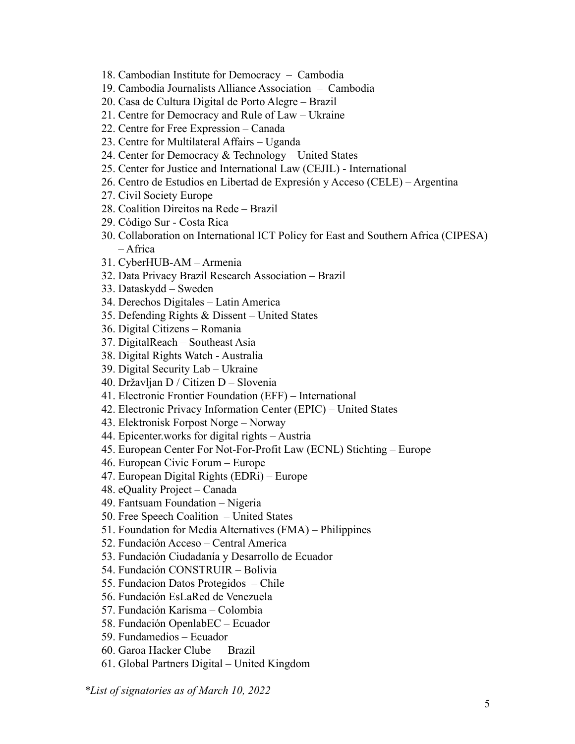18. Cambodian Institute for Democracy – Cambodia
19. Cambodia Journalists Alliance Association – Cambodia
20. Casa de Cultura Digital de Porto Alegre – Brazil
21. Centre for Democracy and Rule of Law – Ukraine
22. Centre for Free Expression – Canada
23. Centre for Multilateral Affairs – Uganda
24. Center for Democracy & Technology – United States
25. Center for Justice and International Law (CEJIL) - International
26. Centro de Estudios en Libertad de Expresión y Acceso (CELE) – Argentina
27. Civil Society Europe
28. Coalition Direitos na Rede – Brazil
29. Código Sur - Costa Rica
30. Collaboration on International ICT Policy for East and Southern Africa (CIPESA) – Africa
31. CyberHUB-AM – Armenia
32. Data Privacy Brazil Research Association – Brazil
33. Dataskydd – Sweden
34. Derechos Digitales – Latin America
35. Defending Rights & Dissent – United States
36. Digital Citizens – Romania
37. DigitalReach – Southeast Asia
38. Digital Rights Watch - Australia
39. Digital Security Lab – Ukraine
40. Državljan D / Citizen D – Slovenia
41. Electronic Frontier Foundation (EFF) – International
42. Electronic Privacy Information Center (EPIC) – United States
43. Elektronisk Forpost Norge – Norway
44. Epicenter.works for digital rights – Austria
45. European Center For Not-For-Profit Law (ECNL) Stichting – Europe
46. European Civic Forum – Europe
47. European Digital Rights (EDRi) – Europe
48. eQuality Project – Canada
49. Fantsuam Foundation – Nigeria
50. Free Speech Coalition – United States
51. Foundation for Media Alternatives (FMA) – Philippines
52. Fundación Acceso – Central America
53. Fundación Ciudadanía y Desarrollo de Ecuador
54. Fundación CONSTRUIR – Bolivia
55. Fundacion Datos Protegidos – Chile
56. Fundación EsLaRed de Venezuela
57. Fundación Karisma – Colombia
58. Fundación OpenlabEC – Ecuador
59. Fundamedios – Ecuador
60. Garoa Hacker Clube – Brazil
61. Global Partners Digital – United Kingdom

*\*List of signatories as of March 10, 2022*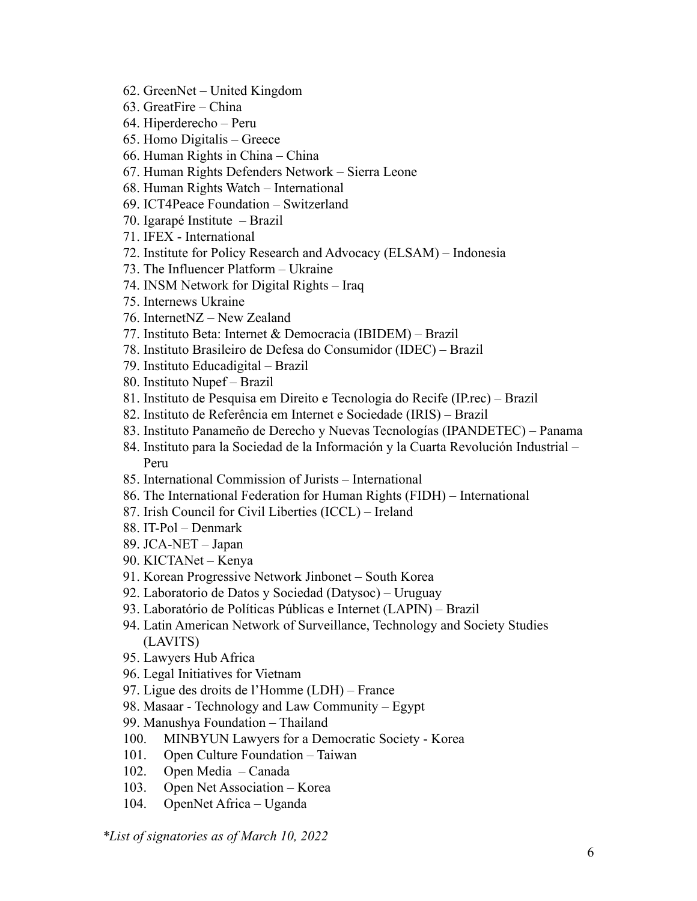62. GreenNet – United Kingdom
63. GreatFire – China
64. Hiperderecho – Peru
65. Homo Digitalis – Greece
66. Human Rights in China – China
67. Human Rights Defenders Network – Sierra Leone
68. Human Rights Watch – International
69. ICT4Peace Foundation – Switzerland
70. Igarapé Institute – Brazil
71. IFEX - International
72. Institute for Policy Research and Advocacy (ELSAM) – Indonesia
73. The Influencer Platform – Ukraine
74. INSM Network for Digital Rights – Iraq
75. Internews Ukraine
76. InternetNZ – New Zealand
77. Instituto Beta: Internet & Democracia (IBIDEM) – Brazil
78. Instituto Brasileiro de Defesa do Consumidor (IDEC) – Brazil
79. Instituto Educadigital – Brazil
80. Instituto Nupef – Brazil
81. Instituto de Pesquisa em Direito e Tecnologia do Recife (IP.rec) – Brazil
82. Instituto de Referência em Internet e Sociedade (IRIS) – Brazil
83. Instituto Panameño de Derecho y Nuevas Tecnologías (IPANDETEC) – Panama
84. Instituto para la Sociedad de la Información y la Cuarta Revolución Industrial – Peru
85. International Commission of Jurists – International
86. The International Federation for Human Rights (FIDH) – International
87. Irish Council for Civil Liberties (ICCL) – Ireland
88. IT-Pol – Denmark
89. JCA-NET – Japan
90. KICTANet – Kenya
91. Korean Progressive Network Jinbonet – South Korea
92. Laboratorio de Datos y Sociedad (Datysoc) – Uruguay
93. Laboratório de Políticas Públicas e Internet (LAPIN) – Brazil
94. Latin American Network of Surveillance, Technology and Society Studies (LAVITS)
95. Lawyers Hub Africa
96. Legal Initiatives for Vietnam
97. Ligue des droits de l'Homme (LDH) – France
98. Masaar - Technology and Law Community – Egypt
99. Manushya Foundation – Thailand
100. MINBYUN Lawyers for a Democratic Society - Korea
101. Open Culture Foundation – Taiwan
102. Open Media – Canada
103. Open Net Association – Korea
104. OpenNet Africa – Uganda

*\*List of signatories as of March 10, 2022*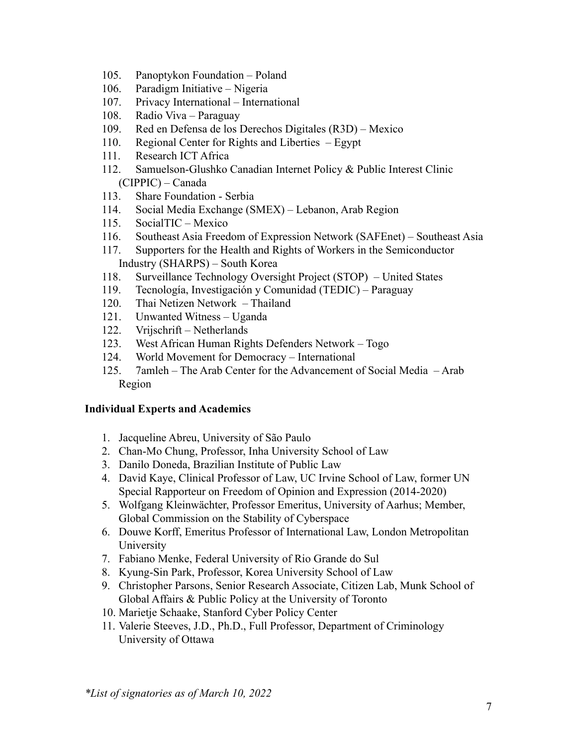105. Panoptykon Foundation – Poland
106. Paradigm Initiative – Nigeria
107. Privacy International – International
108. Radio Viva – Paraguay
109. Red en Defensa de los Derechos Digitales (R3D) – Mexico
110. Regional Center for Rights and Liberties – Egypt
111. Research ICT Africa
112. Samuelson-Glushko Canadian Internet Policy & Public Interest Clinic (CIPPIC) – Canada
113. Share Foundation - Serbia
114. Social Media Exchange (SMEX) – Lebanon, Arab Region
115. SocialTIC – Mexico
116. Southeast Asia Freedom of Expression Network (SAFEnet) – Southeast Asia
117. Supporters for the Health and Rights of Workers in the Semiconductor Industry (SHARPS) – South Korea
118. Surveillance Technology Oversight Project (STOP) – United States
119. Tecnología, Investigación y Comunidad (TEDIC) – Paraguay
120. Thai Netizen Network – Thailand
121. Unwanted Witness – Uganda
122. Vrijschrift – Netherlands
123. West African Human Rights Defenders Network – Togo
124. World Movement for Democracy – International
125. 7amleh – The Arab Center for the Advancement of Social Media – Arab Region

**Individual Experts and Academics**

1. Jacqueline Abreu, University of São Paulo
2. Chan-Mo Chung, Professor, Inha University School of Law
3. Danilo Doneda, Brazilian Institute of Public Law
4. David Kaye, Clinical Professor of Law, UC Irvine School of Law, former UN Special Rapporteur on Freedom of Opinion and Expression (2014-2020)
5. Wolfgang Kleinwächter, Professor Emeritus, University of Aarhus; Member, Global Commission on the Stability of Cyberspace
6. Douwe Korff, Emeritus Professor of International Law, London Metropolitan University
7. Fabiano Menke, Federal University of Rio Grande do Sul
8. Kyung-Sin Park, Professor, Korea University School of Law
9. Christopher Parsons, Senior Research Associate, Citizen Lab, Munk School of Global Affairs & Public Policy at the University of Toronto
10. Marietje Schaake, Stanford Cyber Policy Center
11. Valerie Steeves, J.D., Ph.D., Full Professor, Department of Criminology University of Ottawa

*\*List of signatories as of March 10, 2022*